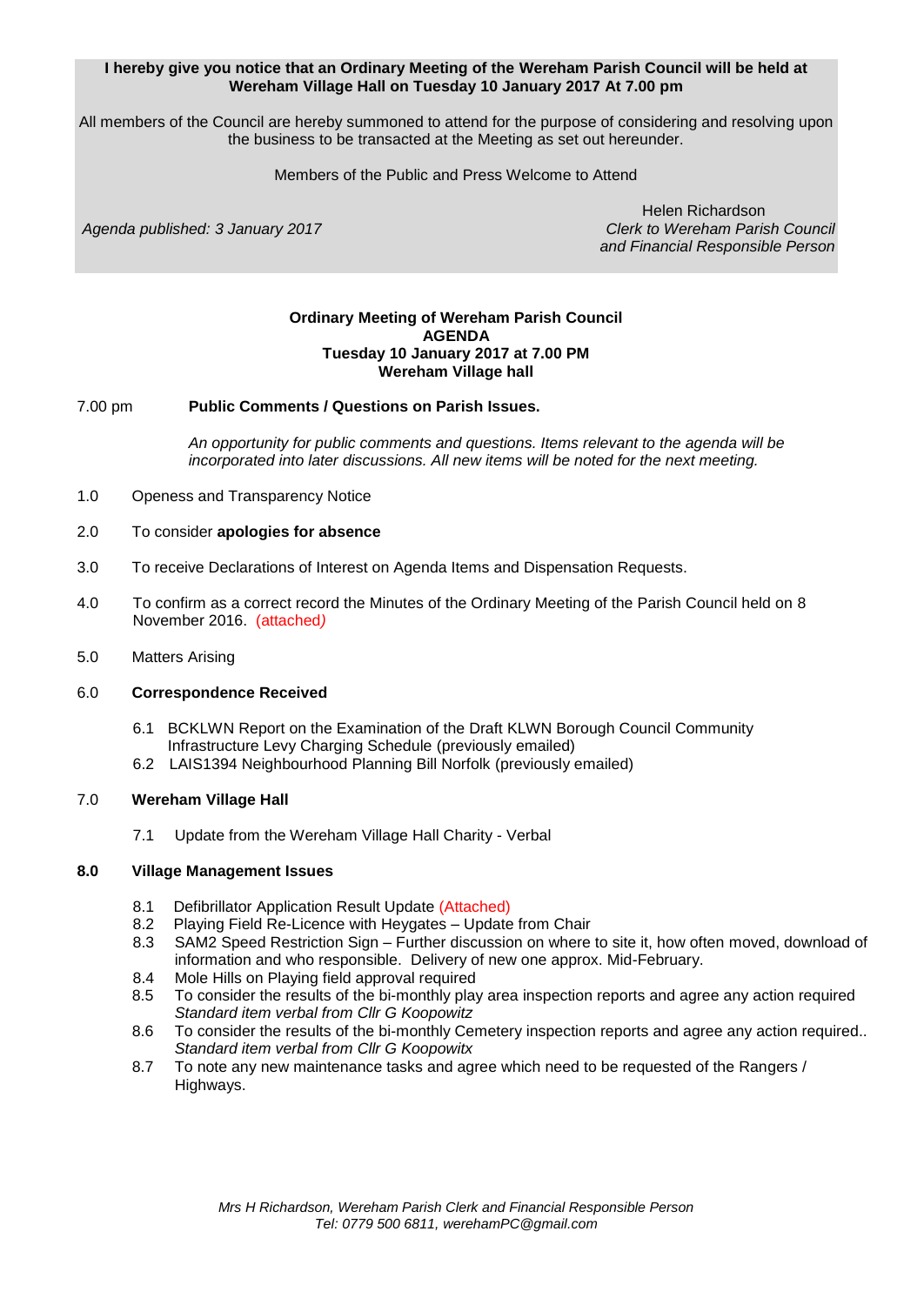**I hereby give you notice that an Ordinary Meeting of the Wereham Parish Council will be held at Wereham Village Hall on Tuesday 10 January 2017 At 7.00 pm**

All members of the Council are hereby summoned to attend for the purpose of considering and resolving upon the business to be transacted at the Meeting as set out hereunder.

Members of the Public and Press Welcome to Attend

*Agenda published: 3 January 2017*

Helen Richardson
*Clerk to Wereham Parish Council and Financial Responsible Person*

**Ordinary Meeting of Wereham Parish Council**
**AGENDA**
**Tuesday 10 January 2017 at 7.00 PM**
**Wereham Village hall**

7.00 pm **Public Comments / Questions on Parish Issues.**

*An opportunity for public comments and questions. Items relevant to the agenda will be incorporated into later discussions. All new items will be noted for the next meeting.*

1.0 Openess and Transparency Notice

2.0 To consider **apologies for absence**

3.0 To receive Declarations of Interest on Agenda Items and Dispensation Requests.

4.0 To confirm as a correct record the Minutes of the Ordinary Meeting of the Parish Council held on 8 November 2016. (attached)

5.0 Matters Arising

6.0 **Correspondence Received**

- 6.1 BCKLWN Report on the Examination of the Draft KLWN Borough Council Community Infrastructure Levy Charging Schedule (previously emailed)
- 6.2 LAIS1394 Neighbourhood Planning Bill Norfolk (previously emailed)

7.0 **Wereham Village Hall**

- 7.1 Update from the Wereham Village Hall Charity - Verbal

**8.0 Village Management Issues**

- 8.1 Defibrillator Application Result Update (Attached)
- 8.2 Playing Field Re-Licence with Heygates – Update from Chair
- 8.3 SAM2 Speed Restriction Sign – Further discussion on where to site it, how often moved, download of information and who responsible. Delivery of new one approx. Mid-February.
- 8.4 Mole Hills on Playing field approval required
- 8.5 To consider the results of the bi-monthly play area inspection reports and agree any action required *Standard item verbal from Cllr G Koopowitz*
- 8.6 To consider the results of the bi-monthly Cemetery inspection reports and agree any action required.. *Standard item verbal from Cllr G Koopowitx*
- 8.7 To note any new maintenance tasks and agree which need to be requested of the Rangers / Highways.

*Mrs H Richardson, Wereham Parish Clerk and Financial Responsible Person*
*Tel: 0779 500 6811, werehamPC@gmail.com*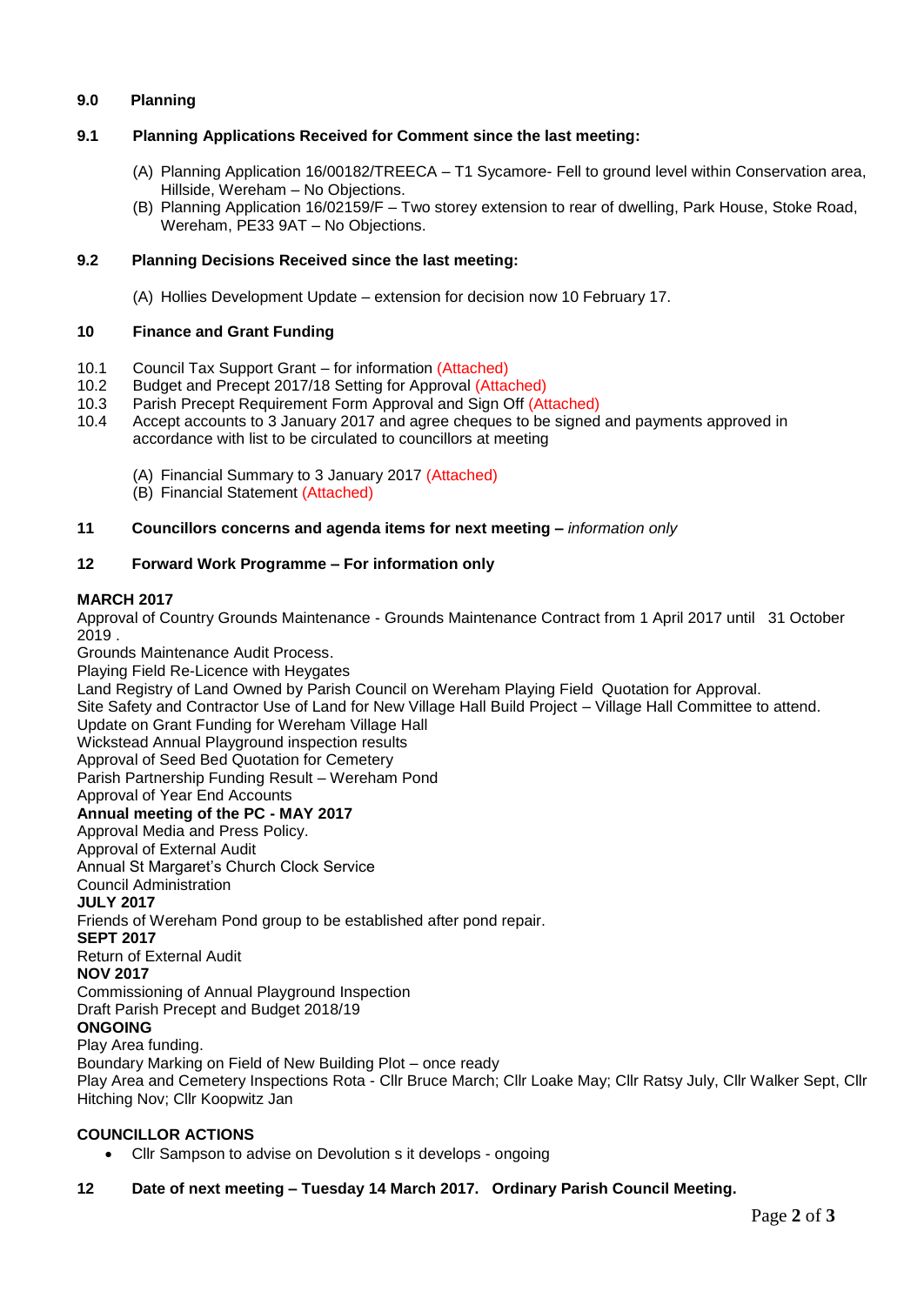**9.0 Planning**

**9.1 Planning Applications Received for Comment since the last meeting:**

(A) Planning Application 16/00182/TREECA – T1 Sycamore- Fell to ground level within Conservation area, Hillside, Wereham – No Objections.
(B) Planning Application 16/02159/F – Two storey extension to rear of dwelling, Park House, Stoke Road, Wereham, PE33 9AT – No Objections.

**9.2 Planning Decisions Received since the last meeting:**

(A) Hollies Development Update – extension for decision now 10 February 17.

**10 Finance and Grant Funding**

10.1 Council Tax Support Grant – for information (Attached)
10.2 Budget and Precept 2017/18 Setting for Approval (Attached)
10.3 Parish Precept Requirement Form Approval and Sign Off (Attached)
10.4 Accept accounts to 3 January 2017 and agree cheques to be signed and payments approved in accordance with list to be circulated to councillors at meeting

(A) Financial Summary to 3 January 2017 (Attached)
(B) Financial Statement (Attached)

**11 Councillors concerns and agenda items for next meeting –** *information only*

**12 Forward Work Programme – For information only**

**MARCH 2017**
Approval of Country Grounds Maintenance - Grounds Maintenance Contract from 1 April 2017 until 31 October 2019 .
Grounds Maintenance Audit Process.
Playing Field Re-Licence with Heygates
Land Registry of Land Owned by Parish Council on Wereham Playing Field Quotation for Approval.
Site Safety and Contractor Use of Land for New Village Hall Build Project – Village Hall Committee to attend.
Update on Grant Funding for Wereham Village Hall
Wickstead Annual Playground inspection results
Approval of Seed Bed Quotation for Cemetery
Parish Partnership Funding Result – Wereham Pond
Approval of Year End Accounts
**Annual meeting of the PC - MAY 2017**
Approval Media and Press Policy.
Approval of External Audit
Annual St Margaret's Church Clock Service
Council Administration
**JULY 2017**
Friends of Wereham Pond group to be established after pond repair.
**SEPT 2017**
Return of External Audit
**NOV 2017**
Commissioning of Annual Playground Inspection
Draft Parish Precept and Budget 2018/19
**ONGOING**
Play Area funding.
Boundary Marking on Field of New Building Plot – once ready
Play Area and Cemetery Inspections Rota - Cllr Bruce March; Cllr Loake May; Cllr Ratsy July, Cllr Walker Sept, Cllr Hitching Nov; Cllr Koopwitz Jan

**COUNCILLOR ACTIONS**

- Cllr Sampson to advise on Devolution s it develops - ongoing

**12 Date of next meeting – Tuesday 14 March 2017. Ordinary Parish Council Meeting.**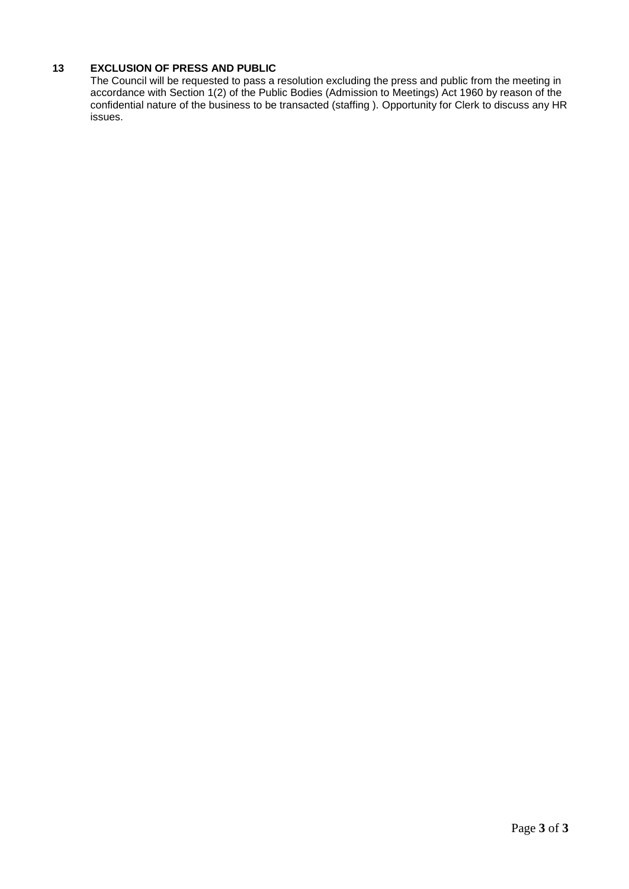**13 EXCLUSION OF PRESS AND PUBLIC**

The Council will be requested to pass a resolution excluding the press and public from the meeting in accordance with Section 1(2) of the Public Bodies (Admission to Meetings) Act 1960 by reason of the confidential nature of the business to be transacted (staffing ). Opportunity for Clerk to discuss any HR issues.